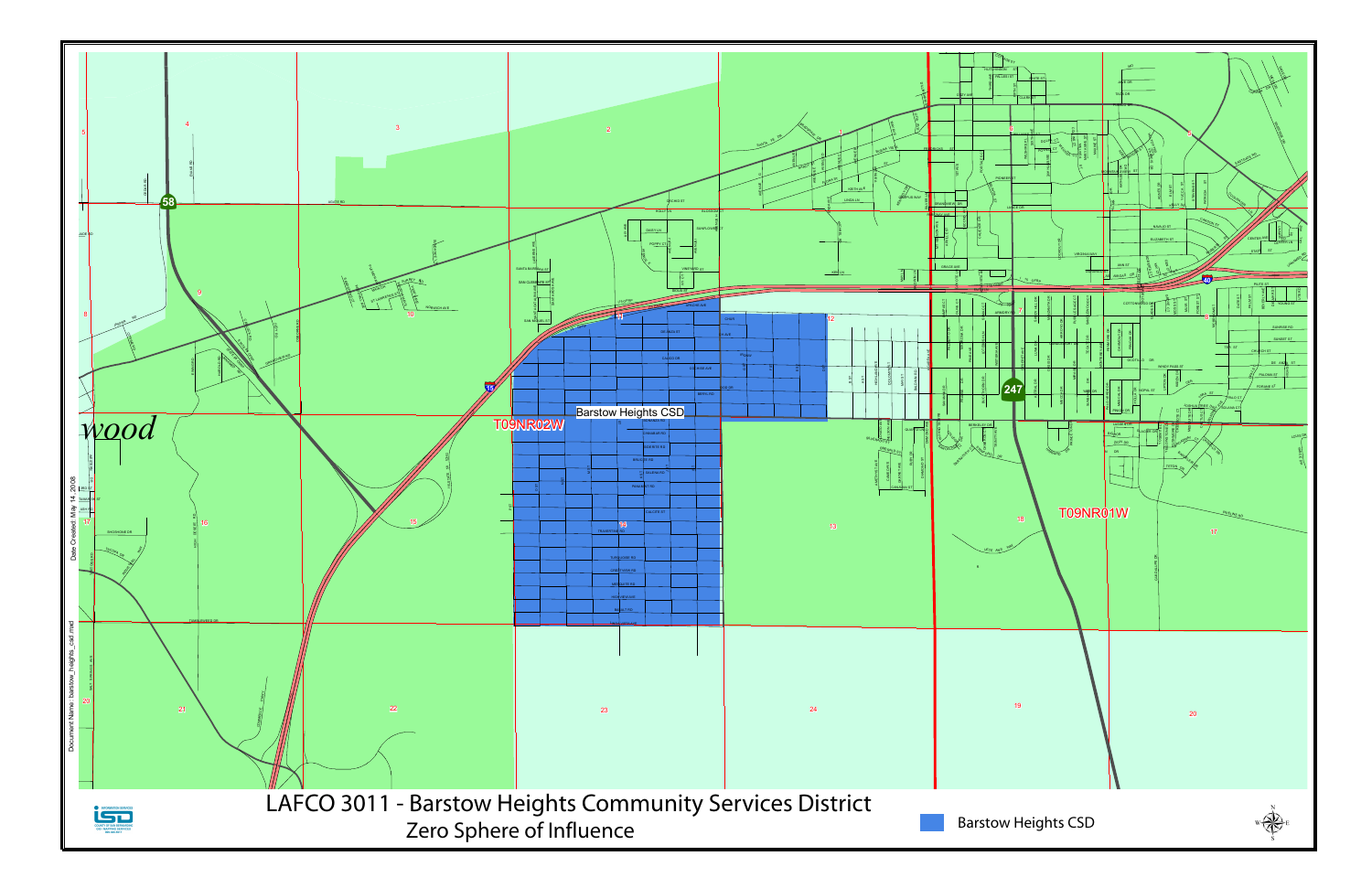# LAFCO 3011 - Barstow Heights Community Services District

## Zero Sphere of Influence

Barstow Heights CSD

T09NR02W

T09NR01W

Document Name: barstow_heights_csd.mxd

Date Created: May 14, 2008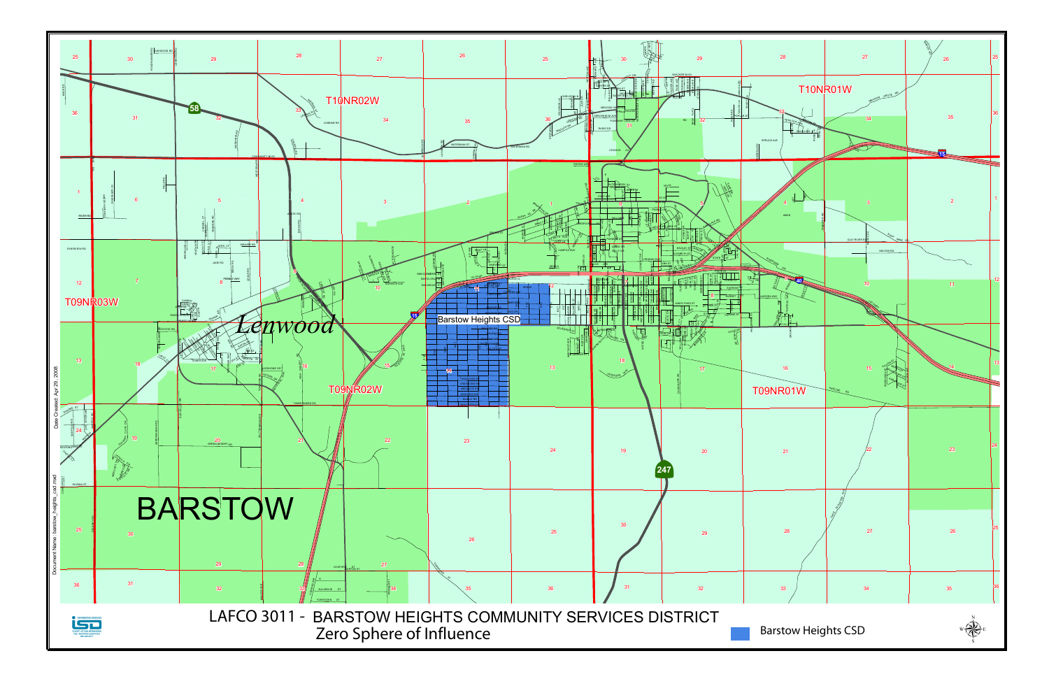# LAFCO 3011 - BARSTOW HEIGHTS COMMUNITY SERVICES DISTRICT

## Zero Sphere of Influence

Barstow Heights CSD

T10NR02W

T10NR01W

T09NR03W

T09NR02W

T09NR01W

Lenwood

BARSTOW

Barstow Heights CSD

Date Created: Apr 29, 2008

Document Name: barstow_heights_csd.mxd